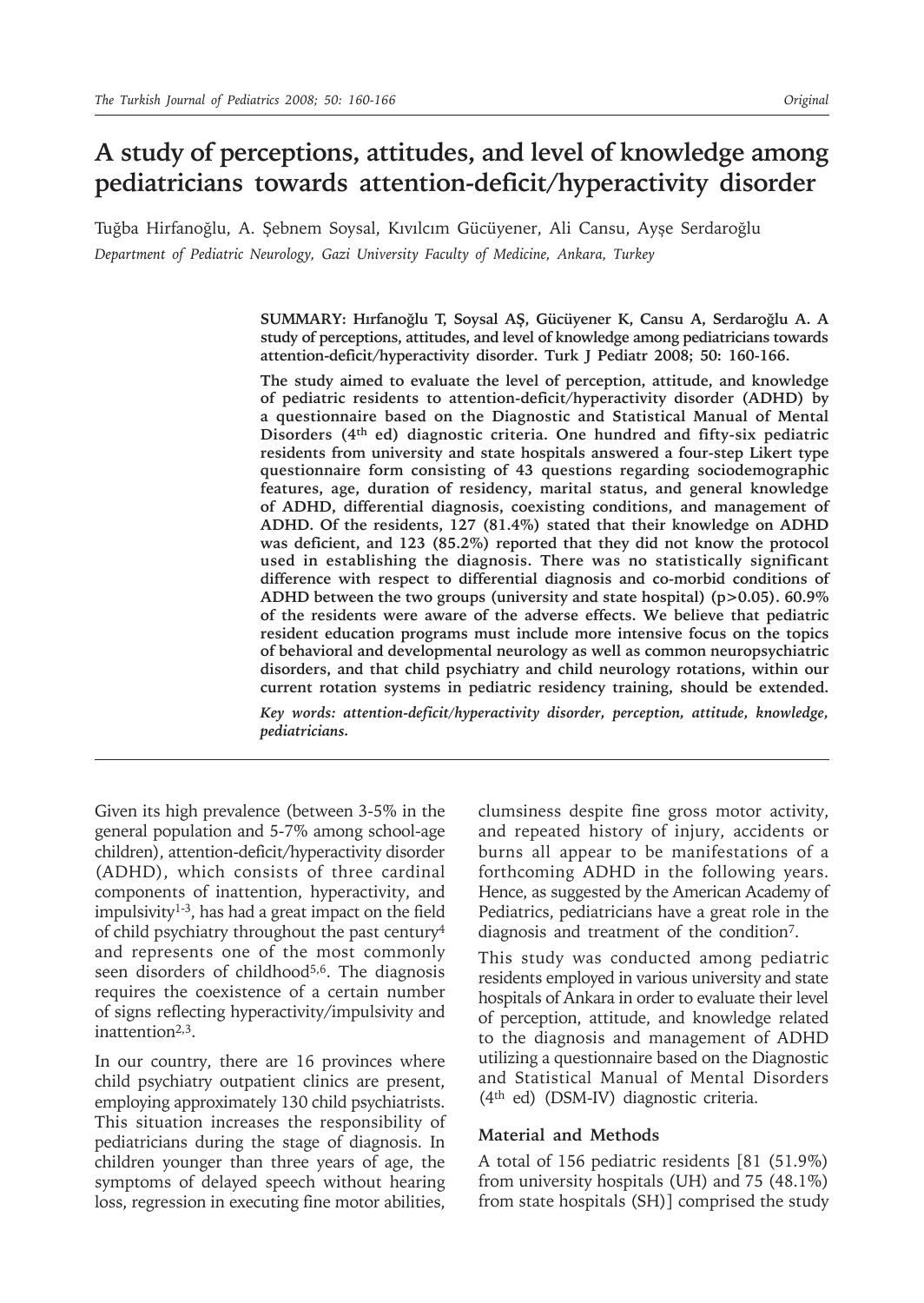# A study of perceptions, attitudes, and level of knowledge among pediatricians towards attention-deficit/hyperactivity disorder

Tuğba Hirfanoğlu, A. Şebnem Soysal, Kıvılcım Gücüyener, Ali Cansu, Ayşe Serdaroğlu

*Department of Pediatric Neurology, Gazi University Faculty of Medicine, Ankara, Turkey*

**SUMMARY: Hırfanoğlu T, Soysal AŞ, Gücüyener K, Cansu A, Serdaroğlu A. A study of perceptions, attitudes, and level of knowledge among pediatricians towards attention-deficit/hyperactivity disorder. Turk J Pediatr 2008; 50: 160-166.**

**The study aimed to evaluate the level of perception, attitude, and knowledge of pediatric residents to attention-deficit/hyperactivity disorder (ADHD) by a questionnaire based on the Diagnostic and Statistical Manual of Mental Disorders (4th ed) diagnostic criteria. One hundred and fifty-six pediatric residents from university and state hospitals answered a four-step Likert type questionnaire form consisting of 43 questions regarding sociodemographic features, age, duration of residency, marital status, and general knowledge of ADHD, differential diagnosis, coexisting conditions, and management of ADHD. Of the residents, 127 (81.4%) stated that their knowledge on ADHD was deficient, and 123 (85.2%) reported that they did not know the protocol used in establishing the diagnosis. There was no statistically significant difference with respect to differential diagnosis and co-morbid conditions of ADHD between the two groups (university and state hospital) (p>0.05). 60.9% of the residents were aware of the adverse effects. We believe that pediatric resident education programs must include more intensive focus on the topics of behavioral and developmental neurology as well as common neuropsychiatric disorders, and that child psychiatry and child neurology rotations, within our current rotation systems in pediatric residency training, should be extended.**

***Key words: attention-deficit/hyperactivity disorder, perception, attitude, knowledge, pediatricians.***

Given its high prevalence (between 3-5% in the general population and 5-7% among school-age children), attention-deficit/hyperactivity disorder (ADHD), which consists of three cardinal components of inattention, hyperactivity, and impulsivity[1-3], has had a great impact on the field of child psychiatry throughout the past century[4] and represents one of the most commonly seen disorders of childhood[5,6]. The diagnosis requires the coexistence of a certain number of signs reflecting hyperactivity/impulsivity and inattention[2,3].

In our country, there are 16 provinces where child psychiatry outpatient clinics are present, employing approximately 130 child psychiatrists. This situation increases the responsibility of pediatricians during the stage of diagnosis. In children younger than three years of age, the symptoms of delayed speech without hearing loss, regression in executing fine motor abilities, clumsiness despite fine gross motor activity, and repeated history of injury, accidents or burns all appear to be manifestations of a forthcoming ADHD in the following years. Hence, as suggested by the American Academy of Pediatrics, pediatricians have a great role in the diagnosis and treatment of the condition[7].

This study was conducted among pediatric residents employed in various university and state hospitals of Ankara in order to evaluate their level of perception, attitude, and knowledge related to the diagnosis and management of ADHD utilizing a questionnaire based on the Diagnostic and Statistical Manual of Mental Disorders (4th ed) (DSM-IV) diagnostic criteria.

## Material and Methods

A total of 156 pediatric residents [81 (51.9%) from university hospitals (UH) and 75 (48.1%) from state hospitals (SH)] comprised the study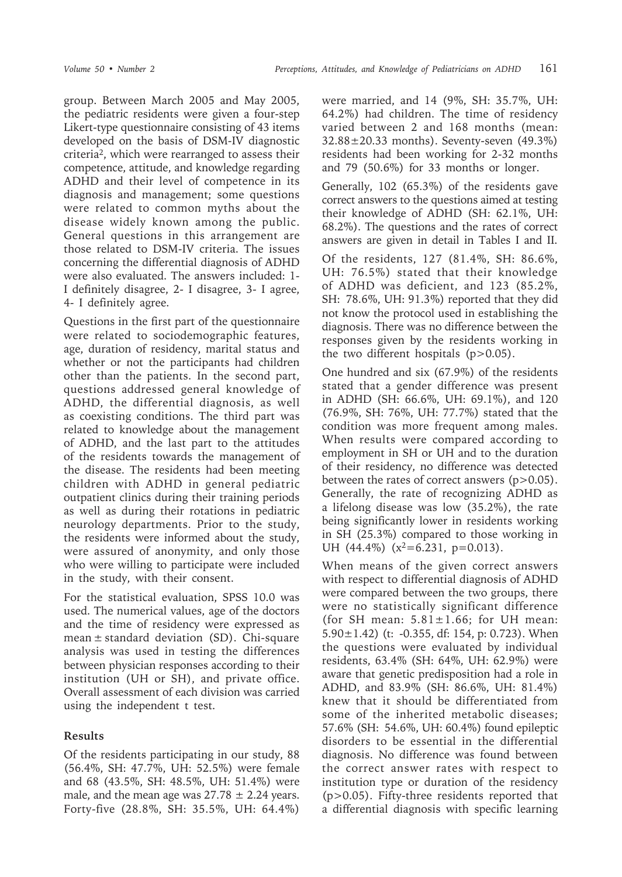group. Between March 2005 and May 2005, the pediatric residents were given a four-step Likert-type questionnaire consisting of 43 items developed on the basis of DSM-IV diagnostic criteria[2], which were rearranged to assess their competence, attitude, and knowledge regarding ADHD and their level of competence in its diagnosis and management; some questions were related to common myths about the disease widely known among the public. General questions in this arrangement are those related to DSM-IV criteria. The issues concerning the differential diagnosis of ADHD were also evaluated. The answers included: 1- I definitely disagree, 2- I disagree, 3- I agree, 4- I definitely agree.

Questions in the first part of the questionnaire were related to sociodemographic features, age, duration of residency, marital status and whether or not the participants had children other than the patients. In the second part, questions addressed general knowledge of ADHD, the differential diagnosis, as well as coexisting conditions. The third part was related to knowledge about the management of ADHD, and the last part to the attitudes of the residents towards the management of the disease. The residents had been meeting children with ADHD in general pediatric outpatient clinics during their training periods as well as during their rotations in pediatric neurology departments. Prior to the study, the residents were informed about the study, were assured of anonymity, and only those who were willing to participate were included in the study, with their consent.

For the statistical evaluation, SPSS 10.0 was used. The numerical values, age of the doctors and the time of residency were expressed as mean ± standard deviation (SD). Chi-square analysis was used in testing the differences between physician responses according to their institution (UH or SH), and private office. Overall assessment of each division was carried using the independent t test.

## Results

Of the residents participating in our study, 88 (56.4%, SH: 47.7%, UH: 52.5%) were female and 68 (43.5%, SH: 48.5%, UH: 51.4%) were male, and the mean age was 27.78 ± 2.24 years. Forty-five (28.8%, SH: 35.5%, UH: 64.4%) were married, and 14 (9%, SH: 35.7%, UH: 64.2%) had children. The time of residency varied between 2 and 168 months (mean: 32.88±20.33 months). Seventy-seven (49.3%) residents had been working for 2-32 months and 79 (50.6%) for 33 months or longer.

Generally, 102 (65.3%) of the residents gave correct answers to the questions aimed at testing their knowledge of ADHD (SH: 62.1%, UH: 68.2%). The questions and the rates of correct answers are given in detail in Tables I and II.

Of the residents, 127 (81.4%, SH: 86.6%, UH: 76.5%) stated that their knowledge of ADHD was deficient, and 123 (85.2%, SH: 78.6%, UH: 91.3%) reported that they did not know the protocol used in establishing the diagnosis. There was no difference between the responses given by the residents working in the two different hospitals ($p>0.05$).

One hundred and six (67.9%) of the residents stated that a gender difference was present in ADHD (SH: 66.6%, UH: 69.1%), and 120 (76.9%, SH: 76%, UH: 77.7%) stated that the condition was more frequent among males. When results were compared according to employment in SH or UH and to the duration of their residency, no difference was detected between the rates of correct answers ($p>0.05$). Generally, the rate of recognizing ADHD as a lifelong disease was low (35.2%), the rate being significantly lower in residents working in SH (25.3%) compared to those working in UH (44.4%) ($x^2=6.231$, $p=0.013$).

When means of the given correct answers with respect to differential diagnosis of ADHD were compared between the two groups, there were no statistically significant difference (for SH mean: 5.81±1.66; for UH mean: 5.90±1.42) (t: -0.355, df: 154, p: 0.723). When the questions were evaluated by individual residents, 63.4% (SH: 64%, UH: 62.9%) were aware that genetic predisposition had a role in ADHD, and 83.9% (SH: 86.6%, UH: 81.4%) knew that it should be differentiated from some of the inherited metabolic diseases; 57.6% (SH: 54.6%, UH: 60.4%) found epileptic disorders to be essential in the differential diagnosis. No difference was found between the correct answer rates with respect to institution type or duration of the residency ($p>0.05$). Fifty-three residents reported that a differential diagnosis with specific learning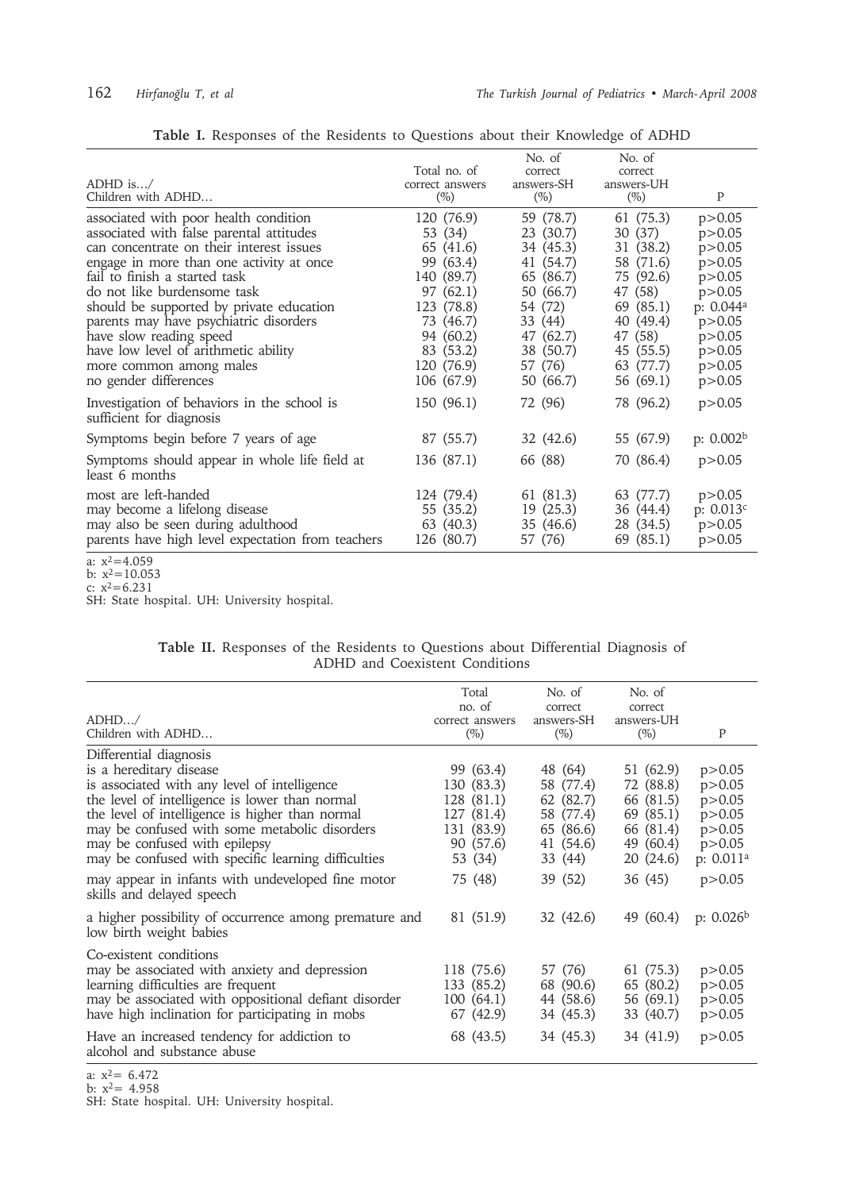**Table I.** Responses of the Residents to Questions about their Knowledge of ADHD

| ADHD is.../ Children with ADHD... | Total no. of correct answers (%) | No. of correct answers-SH (%) | No. of correct answers-UH (%) | P |
|---|---|---|---|---|
| associated with poor health condition | 120 (76.9) | 59 (78.7) | 61 (75.3) | $p>0.05$ |
| associated with false parental attitudes | 53 (34) | 23 (30.7) | 30 (37) | $p>0.05$ |
| can concentrate on their interest issues | 65 (41.6) | 34 (45.3) | 31 (38.2) | $p>0.05$ |
| engage in more than one activity at once | 99 (63.4) | 41 (54.7) | 58 (71.6) | $p>0.05$ |
| fail to finish a started task | 140 (89.7) | 65 (86.7) | 75 (92.6) | $p>0.05$ |
| do not like burdensome task | 97 (62.1) | 50 (66.7) | 47 (58) | $p>0.05$ |
| should be supported by private education | 123 (78.8) | 54 (72) | 69 (85.1) | p: 0.044[a] |
| parents may have psychiatric disorders | 73 (46.7) | 33 (44) | 40 (49.4) | $p>0.05$ |
| have slow reading speed | 94 (60.2) | 47 (62.7) | 47 (58) | $p>0.05$ |
| have low level of arithmetic ability | 83 (53.2) | 38 (50.7) | 45 (55.5) | $p>0.05$ |
| more common among males | 120 (76.9) | 57 (76) | 63 (77.7) | $p>0.05$ |
| no gender differences | 106 (67.9) | 50 (66.7) | 56 (69.1) | $p>0.05$ |
| Investigation of behaviors in the school is sufficient for diagnosis | 150 (96.1) | 72 (96) | 78 (96.2) | $p>0.05$ |
| Symptoms begin before 7 years of age | 87 (55.7) | 32 (42.6) | 55 (67.9) | p: 0.002[b] |
| Symptoms should appear in whole life field at least 6 months | 136 (87.1) | 66 (88) | 70 (86.4) | $p>0.05$ |
| most are left-handed | 124 (79.4) | 61 (81.3) | 63 (77.7) | $p>0.05$ |
| may become a lifelong disease | 55 (35.2) | 19 (25.3) | 36 (44.4) | p: 0.013[c] |
| may also be seen during adulthood | 63 (40.3) | 35 (46.6) | 28 (34.5) | $p>0.05$ |
| parents have high level expectation from teachers | 126 (80.7) | 57 (76) | 69 (85.1) | $p>0.05$ |

a: $x^2=4.059$
b: $x^2=10.053$
c: $x^2=6.231$
SH: State hospital. UH: University hospital.

**Table II.** Responses of the Residents to Questions about Differential Diagnosis of ADHD and Coexistent Conditions

| ADHD.../ Children with ADHD... | Total no. of correct answers (%) | No. of correct answers-SH (%) | No. of correct answers-UH (%) | P |
|---|---|---|---|---|
| Differential diagnosis | | | | |
| is a hereditary disease | 99 (63.4) | 48 (64) | 51 (62.9) | $p>0.05$ |
| is associated with any level of intelligence | 130 (83.3) | 58 (77.4) | 72 (88.8) | $p>0.05$ |
| the level of intelligence is lower than normal | 128 (81.1) | 62 (82.7) | 66 (81.5) | $p>0.05$ |
| the level of intelligence is higher than normal | 127 (81.4) | 58 (77.4) | 69 (85.1) | $p>0.05$ |
| may be confused with some metabolic disorders | 131 (83.9) | 65 (86.7) | 66 (81.4) | $p>0.05$ |
| may be confused with epilepsy | 90 (57.6) | 41 (54.6) | 49 (60.4) | $p>0.05$ |
| may be confused with specific learning difficulties | 53 (34) | 33 (44) | 20 (24.6) | p: 0.011[a] |
| may appear in infants with undeveloped fine motor skills and delayed speech | 75 (48) | 39 (52) | 36 (45) | $p>0.05$ |
| a higher possibility of occurrence among premature and low birth weight babies | 81 (51.9) | 32 (42.6) | 49 (60.4) | p: 0.026[b] |
| Co-existent conditions | | | | |
| may be associated with anxiety and depression | 118 (75.6) | 57 (76) | 61 (75.3) | $p>0.05$ |
| learning difficulties are frequent | 133 (85.2) | 68 (90.6) | 65 (80.2) | $p>0.05$ |
| may be associated with oppositional defiant disorder | 100 (64.1) | 44 (58.6) | 56 (69.1) | $p>0.05$ |
| have high inclination for participating in mobs | 67 (42.9) | 34 (45.3) | 33 (40.7) | $p>0.05$ |
| Have an increased tendency for addiction to alcohol and substance abuse | 68 (43.5) | 34 (45.3) | 34 (41.9) | $p>0.05$ |

a: $x^2= 6.472$
b: $x^2= 4.958$
SH: State hospital. UH: University hospital.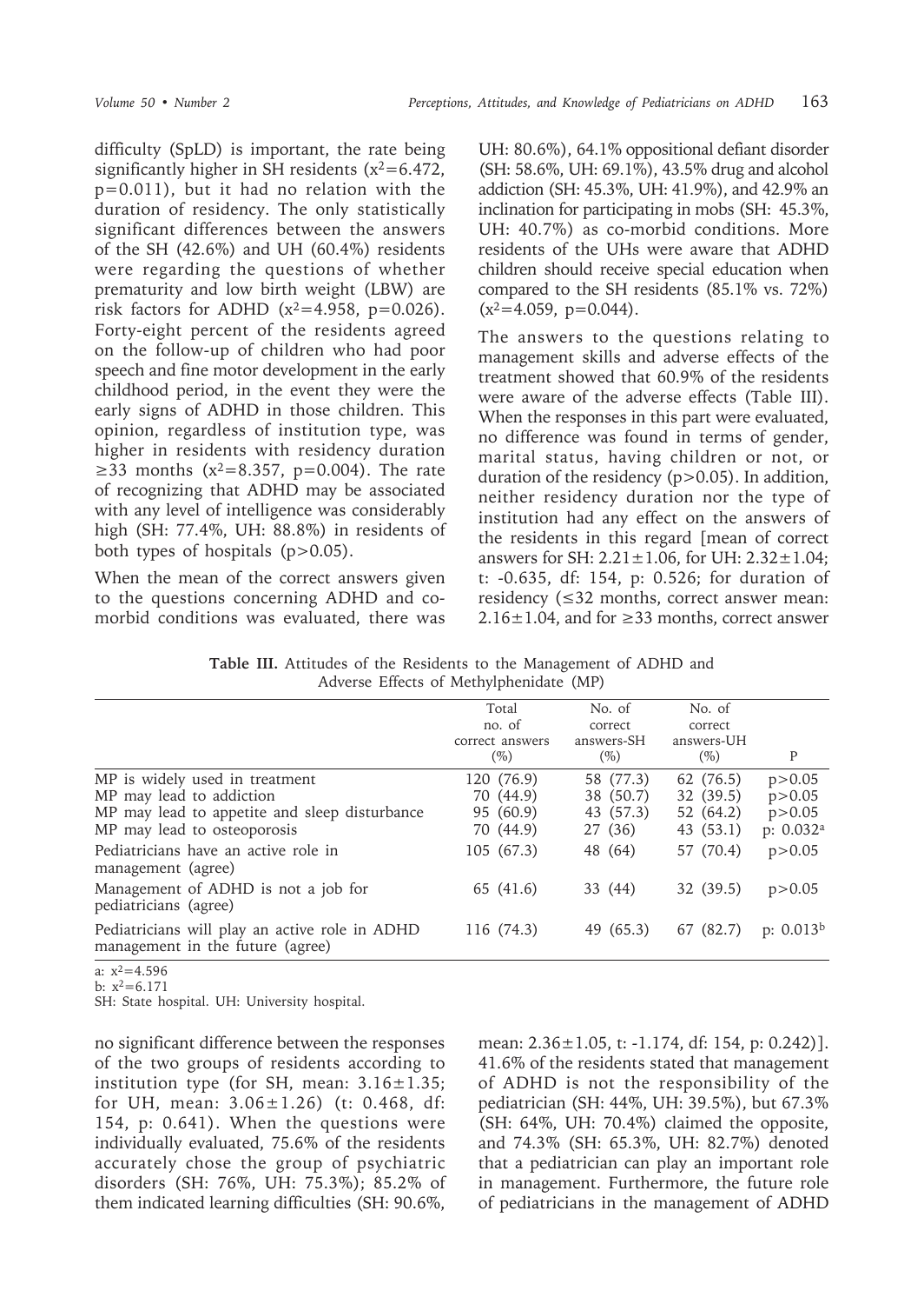difficulty (SpLD) is important, the rate being significantly higher in SH residents ($x^2$=6.472, p=0.011), but it had no relation with the duration of residency. The only statistically significant differences between the answers of the SH (42.6%) and UH (60.4%) residents were regarding the questions of whether prematurity and low birth weight (LBW) are risk factors for ADHD ($x^2$=4.958, p=0.026). Forty-eight percent of the residents agreed on the follow-up of children who had poor speech and fine motor development in the early childhood period, in the event they were the early signs of ADHD in those children. This opinion, regardless of institution type, was higher in residents with residency duration ≥33 months ($x^2$=8.357, p=0.004). The rate of recognizing that ADHD may be associated with any level of intelligence was considerably high (SH: 77.4%, UH: 88.8%) in residents of both types of hospitals (p>0.05).

When the mean of the correct answers given to the questions concerning ADHD and co-morbid conditions was evaluated, there was no significant difference between the responses of the two groups of residents according to institution type (for SH, mean: 3.16±1.35; for UH, mean: 3.06±1.26) (t: 0.468, df: 154, p: 0.641). When the questions were individually evaluated, 75.6% of the residents accurately chose the group of psychiatric disorders (SH: 76%, UH: 75.3%); 85.2% of them indicated learning difficulties (SH: 90.6%, UH: 80.6%), 64.1% oppositional defiant disorder (SH: 58.6%, UH: 69.1%), 43.5% drug and alcohol addiction (SH: 45.3%, UH: 41.9%), and 42.9% an inclination for participating in mobs (SH: 45.3%, UH: 40.7%) as co-morbid conditions. More residents of the UHs were aware that ADHD children should receive special education when compared to the SH residents (85.1% vs. 72%) ($x^2$=4.059, p=0.044).

The answers to the questions relating to management skills and adverse effects of the treatment showed that 60.9% of the residents were aware of the adverse effects (Table III). When the responses in this part were evaluated, no difference was found in terms of gender, marital status, having children or not, or duration of the residency (p>0.05). In addition, neither residency duration nor the type of institution had any effect on the answers of the residents in this regard [mean of correct answers for SH: 2.21±1.06, for UH: 2.32±1.04; t: -0.635, df: 154, p: 0.526; for duration of residency (≤32 months, correct answer mean: 2.16±1.04, and for ≥33 months, correct answer mean: 2.36±1.05, t: -1.174, df: 154, p: 0.242)]. 41.6% of the residents stated that management of ADHD is not the responsibility of the pediatrician (SH: 44%, UH: 39.5%), but 67.3% (SH: 64%, UH: 70.4%) claimed the opposite, and 74.3% (SH: 65.3%, UH: 82.7%) denoted that a pediatrician can play an important role in management. Furthermore, the future role of pediatricians in the management of ADHD

**Table III.** Attitudes of the Residents to the Management of ADHD and Adverse Effects of Methylphenidate (MP)

| | Total no. of correct answers (%) | No. of correct answers-SH (%) | No. of correct answers-UH (%) | P |
|---|---|---|---|---|
| MP is widely used in treatment | 120 (76.9) | 58 (77.3) | 62 (76.5) | p>0.05 |
| MP may lead to addiction | 70 (44.9) | 38 (50.7) | 32 (39.5) | p>0.05 |
| MP may lead to appetite and sleep disturbance | 95 (60.9) | 43 (57.3) | 52 (64.2) | p>0.05 |
| MP may lead to osteoporosis | 70 (44.9) | 27 (36) | 43 (53.1) | p: 0.032[a] |
| Pediatricians have an active role in management (agree) | 105 (67.3) | 48 (64) | 57 (70.4) | p>0.05 |
| Management of ADHD is not a job for pediatricians (agree) | 65 (41.6) | 33 (44) | 32 (39.5) | p>0.05 |
| Pediatricians will play an active role in ADHD management in the future (agree) | 116 (74.3) | 49 (65.3) | 67 (82.7) | p: 0.013[b] |

a: $x^2$=4.596
b: $x^2$=6.171
SH: State hospital. UH: University hospital.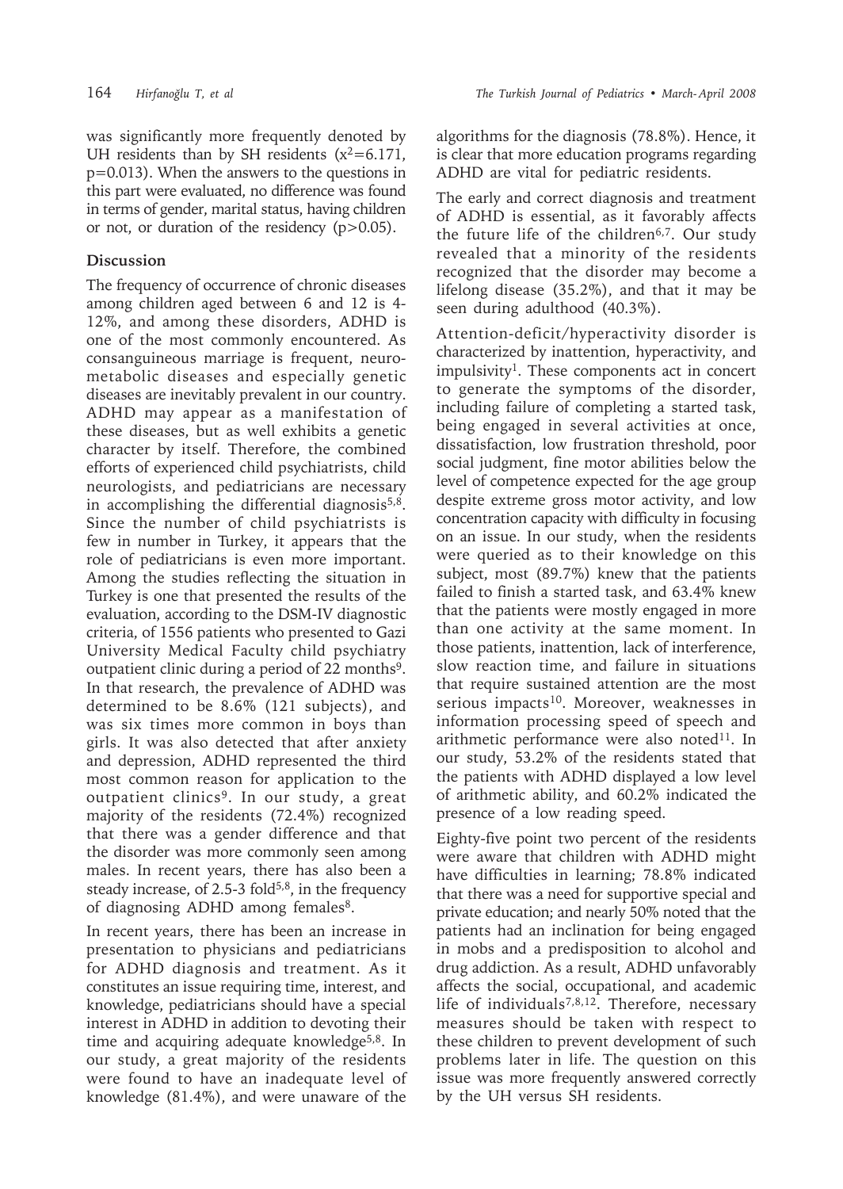was significantly more frequently denoted by UH residents than by SH residents ($x^2$=6.171, p=0.013). When the answers to the questions in this part were evaluated, no difference was found in terms of gender, marital status, having children or not, or duration of the residency (p>0.05).

## Discussion

The frequency of occurrence of chronic diseases among children aged between 6 and 12 is 4-12%, and among these disorders, ADHD is one of the most commonly encountered. As consanguineous marriage is frequent, neurometabolic diseases and especially genetic diseases are inevitably prevalent in our country. ADHD may appear as a manifestation of these diseases, but as well exhibits a genetic character by itself. Therefore, the combined efforts of experienced child psychiatrists, child neurologists, and pediatricians are necessary in accomplishing the differential diagnosis[5,8]. Since the number of child psychiatrists is few in number in Turkey, it appears that the role of pediatricians is even more important. Among the studies reflecting the situation in Turkey is one that presented the results of the evaluation, according to the DSM-IV diagnostic criteria, of 1556 patients who presented to Gazi University Medical Faculty child psychiatry outpatient clinic during a period of 22 months[9]. In that research, the prevalence of ADHD was determined to be 8.6% (121 subjects), and was six times more common in boys than girls. It was also detected that after anxiety and depression, ADHD represented the third most common reason for application to the outpatient clinics[9]. In our study, a great majority of the residents (72.4%) recognized that there was a gender difference and that the disorder was more commonly seen among males. In recent years, there has also been a steady increase, of 2.5-3 fold[5,8], in the frequency of diagnosing ADHD among females[8].

In recent years, there has been an increase in presentation to physicians and pediatricians for ADHD diagnosis and treatment. As it constitutes an issue requiring time, interest, and knowledge, pediatricians should have a special interest in ADHD in addition to devoting their time and acquiring adequate knowledge[5,8]. In our study, a great majority of the residents were found to have an inadequate level of knowledge (81.4%), and were unaware of the algorithms for the diagnosis (78.8%). Hence, it is clear that more education programs regarding ADHD are vital for pediatric residents.

The early and correct diagnosis and treatment of ADHD is essential, as it favorably affects the future life of the children[6,7]. Our study revealed that a minority of the residents recognized that the disorder may become a lifelong disease (35.2%), and that it may be seen during adulthood (40.3%).

Attention-deficit/hyperactivity disorder is characterized by inattention, hyperactivity, and impulsivity[1]. These components act in concert to generate the symptoms of the disorder, including failure of completing a started task, being engaged in several activities at once, dissatisfaction, low frustration threshold, poor social judgment, fine motor abilities below the level of competence expected for the age group despite extreme gross motor activity, and low concentration capacity with difficulty in focusing on an issue. In our study, when the residents were queried as to their knowledge on this subject, most (89.7%) knew that the patients failed to finish a started task, and 63.4% knew that the patients were mostly engaged in more than one activity at the same moment. In those patients, inattention, lack of interference, slow reaction time, and failure in situations that require sustained attention are the most serious impacts[10]. Moreover, weaknesses in information processing speed of speech and arithmetic performance were also noted[11]. In our study, 53.2% of the residents stated that the patients with ADHD displayed a low level of arithmetic ability, and 60.2% indicated the presence of a low reading speed.

Eighty-five point two percent of the residents were aware that children with ADHD might have difficulties in learning; 78.8% indicated that there was a need for supportive special and private education; and nearly 50% noted that the patients had an inclination for being engaged in mobs and a predisposition to alcohol and drug addiction. As a result, ADHD unfavorably affects the social, occupational, and academic life of individuals[7,8,12]. Therefore, necessary measures should be taken with respect to these children to prevent development of such problems later in life. The question on this issue was more frequently answered correctly by the UH versus SH residents.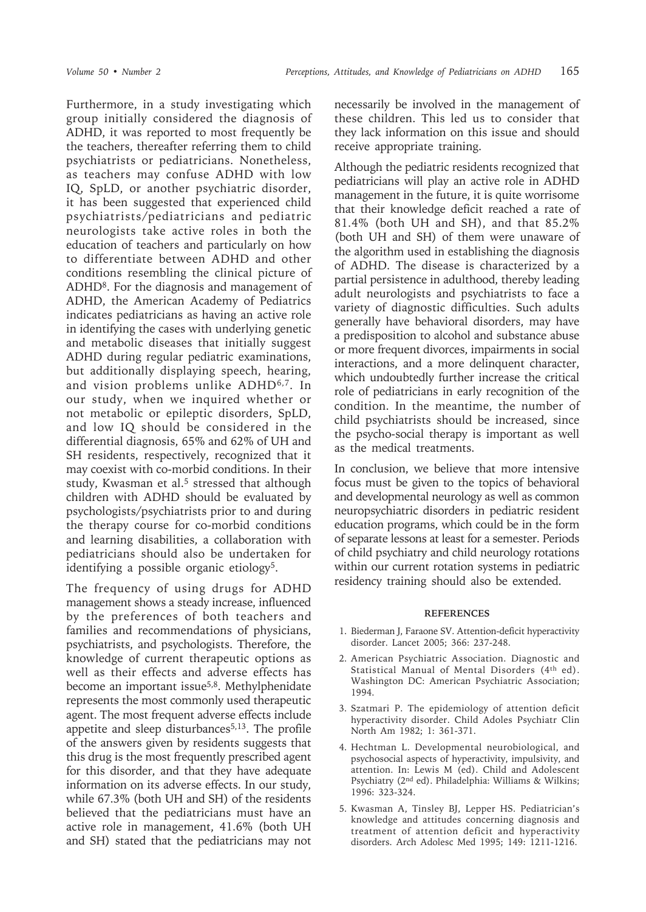Furthermore, in a study investigating which group initially considered the diagnosis of ADHD, it was reported to most frequently be the teachers, thereafter referring them to child psychiatrists or pediatricians. Nonetheless, as teachers may confuse ADHD with low IQ, SpLD, or another psychiatric disorder, it has been suggested that experienced child psychiatrists/pediatricians and pediatric neurologists take active roles in both the education of teachers and particularly on how to differentiate between ADHD and other conditions resembling the clinical picture of ADHD[8]. For the diagnosis and management of ADHD, the American Academy of Pediatrics indicates pediatricians as having an active role in identifying the cases with underlying genetic and metabolic diseases that initially suggest ADHD during regular pediatric examinations, but additionally displaying speech, hearing, and vision problems unlike ADHD[6,7]. In our study, when we inquired whether or not metabolic or epileptic disorders, SpLD, and low IQ should be considered in the differential diagnosis, 65% and 62% of UH and SH residents, respectively, recognized that it may coexist with co-morbid conditions. In their study, Kwasman et al.[5] stressed that although children with ADHD should be evaluated by psychologists/psychiatrists prior to and during the therapy course for co-morbid conditions and learning disabilities, a collaboration with pediatricians should also be undertaken for identifying a possible organic etiology[5].

The frequency of using drugs for ADHD management shows a steady increase, influenced by the preferences of both teachers and families and recommendations of physicians, psychiatrists, and psychologists. Therefore, the knowledge of current therapeutic options as well as their effects and adverse effects has become an important issue[5,8]. Methylphenidate represents the most commonly used therapeutic agent. The most frequent adverse effects include appetite and sleep disturbances[5,13]. The profile of the answers given by residents suggests that this drug is the most frequently prescribed agent for this disorder, and that they have adequate information on its adverse effects. In our study, while 67.3% (both UH and SH) of the residents believed that the pediatricians must have an active role in management, 41.6% (both UH and SH) stated that the pediatricians may not necessarily be involved in the management of these children. This led us to consider that they lack information on this issue and should receive appropriate training.

Although the pediatric residents recognized that pediatricians will play an active role in ADHD management in the future, it is quite worrisome that their knowledge deficit reached a rate of 81.4% (both UH and SH), and that 85.2% (both UH and SH) of them were unaware of the algorithm used in establishing the diagnosis of ADHD. The disease is characterized by a partial persistence in adulthood, thereby leading adult neurologists and psychiatrists to face a variety of diagnostic difficulties. Such adults generally have behavioral disorders, may have a predisposition to alcohol and substance abuse or more frequent divorces, impairments in social interactions, and a more delinquent character, which undoubtedly further increase the critical role of pediatricians in early recognition of the condition. In the meantime, the number of child psychiatrists should be increased, since the psycho-social therapy is important as well as the medical treatments.

In conclusion, we believe that more intensive focus must be given to the topics of behavioral and developmental neurology as well as common neuropsychiatric disorders in pediatric resident education programs, which could be in the form of separate lessons at least for a semester. Periods of child psychiatry and child neurology rotations within our current rotation systems in pediatric residency training should also be extended.

## REFERENCES

1. Biederman J, Faraone SV. Attention-deficit hyperactivity disorder. Lancet 2005; 366: 237-248.
2. American Psychiatric Association. Diagnostic and Statistical Manual of Mental Disorders (4th ed). Washington DC: American Psychiatric Association; 1994.
3. Szatmari P. The epidemiology of attention deficit hyperactivity disorder. Child Adoles Psychiatr Clin North Am 1982; 1: 361-371.
4. Hechtman L. Developmental neurobiological, and psychosocial aspects of hyperactivity, impulsivity, and attention. In: Lewis M (ed). Child and Adolescent Psychiatry (2nd ed). Philadelphia: Williams & Wilkins; 1996: 323-324.
5. Kwasman A, Tinsley BJ, Lepper HS. Pediatrician's knowledge and attitudes concerning diagnosis and treatment of attention deficit and hyperactivity disorders. Arch Adolesc Med 1995; 149: 1211-1216.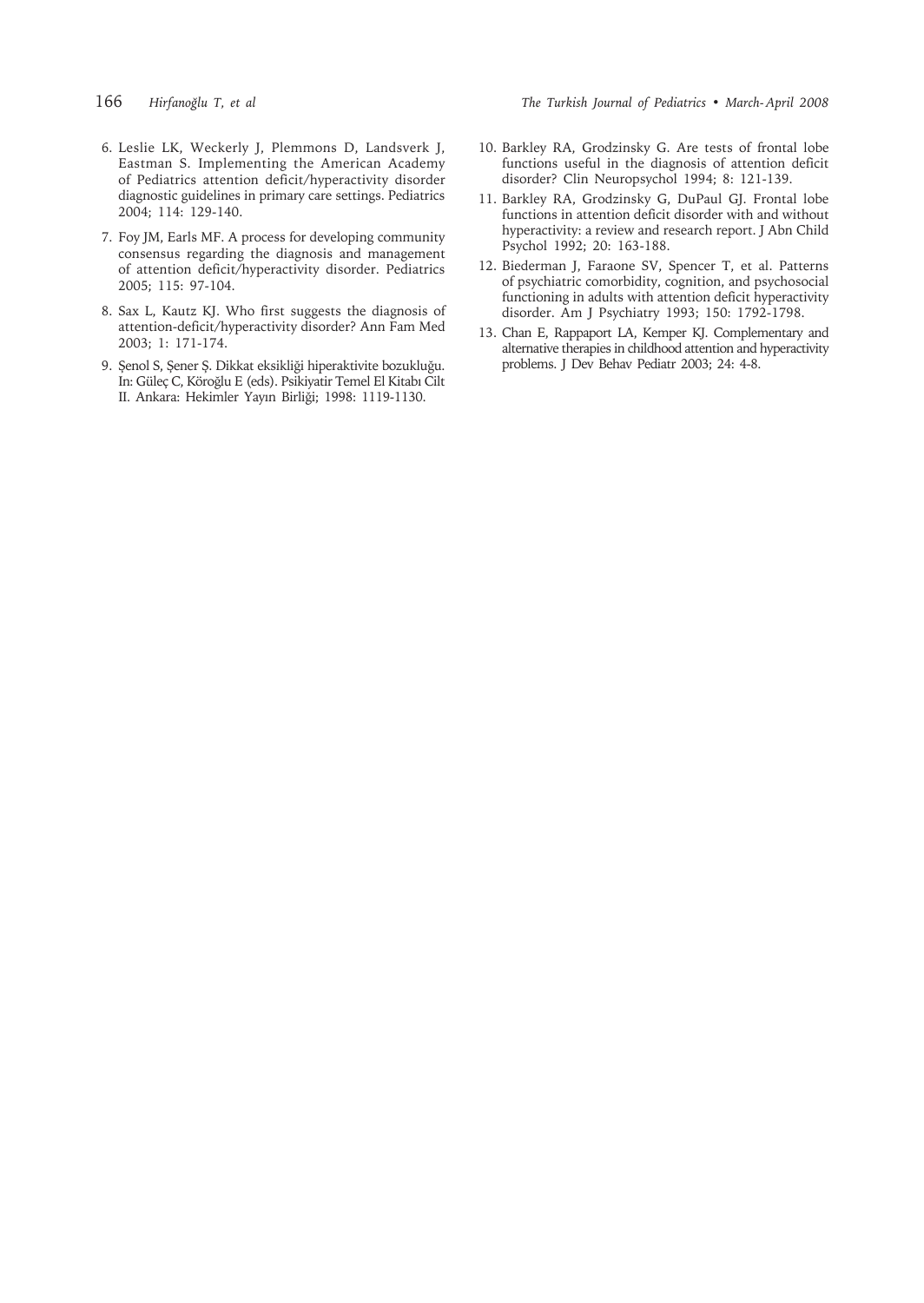6. Leslie LK, Weckerly J, Plemmons D, Landsverk J, Eastman S. Implementing the American Academy of Pediatrics attention deficit/hyperactivity disorder diagnostic guidelines in primary care settings. Pediatrics 2004; 114: 129-140.

7. Foy JM, Earls MF. A process for developing community consensus regarding the diagnosis and management of attention deficit/hyperactivity disorder. Pediatrics 2005; 115: 97-104.

8. Sax L, Kautz KJ. Who first suggests the diagnosis of attention-deficit/hyperactivity disorder? Ann Fam Med 2003; 1: 171-174.

9. Şenol S, Şener Ş. Dikkat eksikliği hiperaktivite bozukluğu. In: Güleç C, Köroğlu E (eds). Psikiyatir Temel El Kitabı Cilt II. Ankara: Hekimler Yayın Birliği; 1998: 1119-1130.

10. Barkley RA, Grodzinsky G. Are tests of frontal lobe functions useful in the diagnosis of attention deficit disorder? Clin Neuropsychol 1994; 8: 121-139.

11. Barkley RA, Grodzinsky G, DuPaul GJ. Frontal lobe functions in attention deficit disorder with and without hyperactivity: a review and research report. J Abn Child Psychol 1992; 20: 163-188.

12. Biederman J, Faraone SV, Spencer T, et al. Patterns of psychiatric comorbidity, cognition, and psychosocial functioning in adults with attention deficit hyperactivity disorder. Am J Psychiatry 1993; 150: 1792-1798.

13. Chan E, Rappaport LA, Kemper KJ. Complementary and alternative therapies in childhood attention and hyperactivity problems. J Dev Behav Pediatr 2003; 24: 4-8.